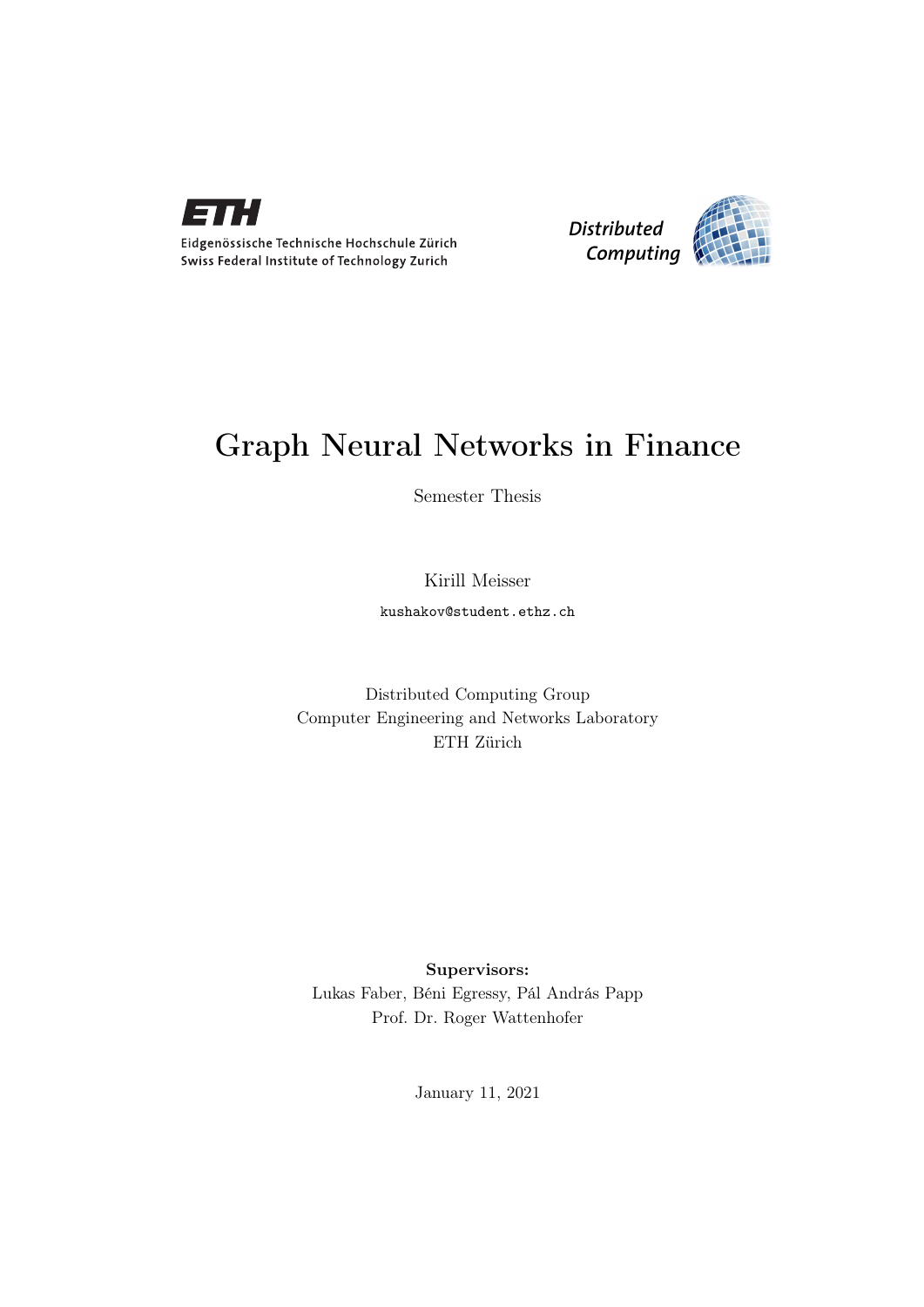Eidgenössische Technische Hochschule Zürich
Swiss Federal Institute of Technology Zurich

*Distributed Computing*

# Graph Neural Networks in Finance

Semester Thesis

Kirill Meisser

kushakov@student.ethz.ch

Distributed Computing Group
Computer Engineering and Networks Laboratory
ETH Zürich

**Supervisors:**
Lukas Faber, Béni Egressy, Pál András Papp
Prof. Dr. Roger Wattenhofer

January 11, 2021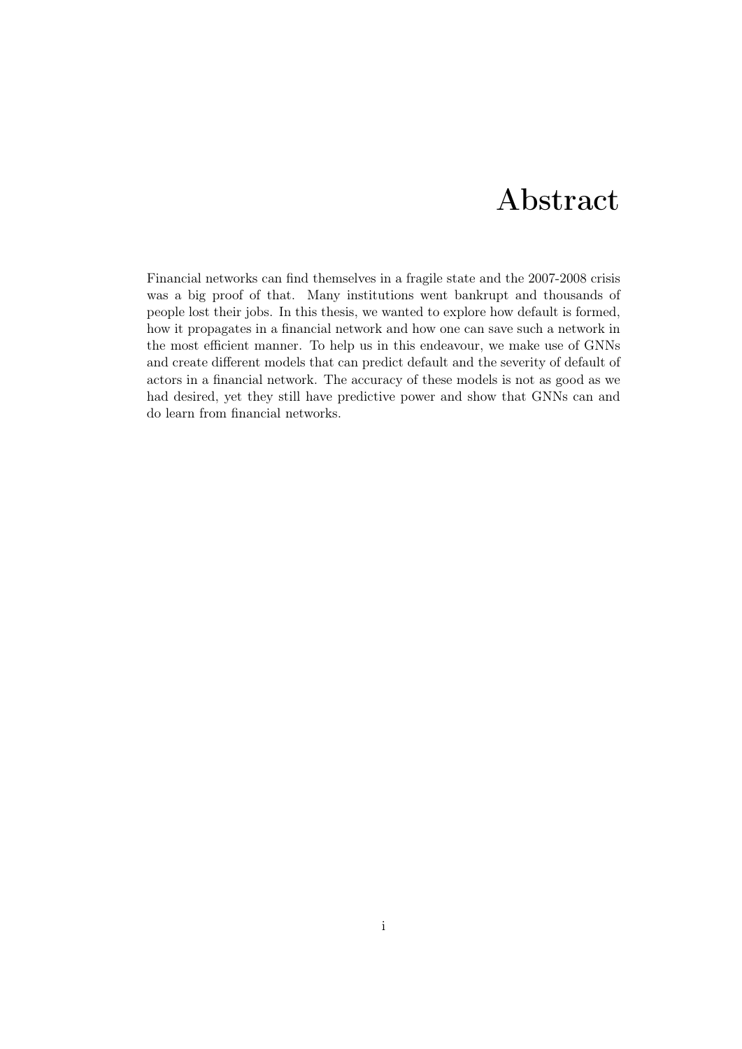# Abstract

Financial networks can find themselves in a fragile state and the 2007-2008 crisis was a big proof of that. Many institutions went bankrupt and thousands of people lost their jobs. In this thesis, we wanted to explore how default is formed, how it propagates in a financial network and how one can save such a network in the most efficient manner. To help us in this endeavour, we make use of GNNs and create different models that can predict default and the severity of default of actors in a financial network. The accuracy of these models is not as good as we had desired, yet they still have predictive power and show that GNNs can and do learn from financial networks.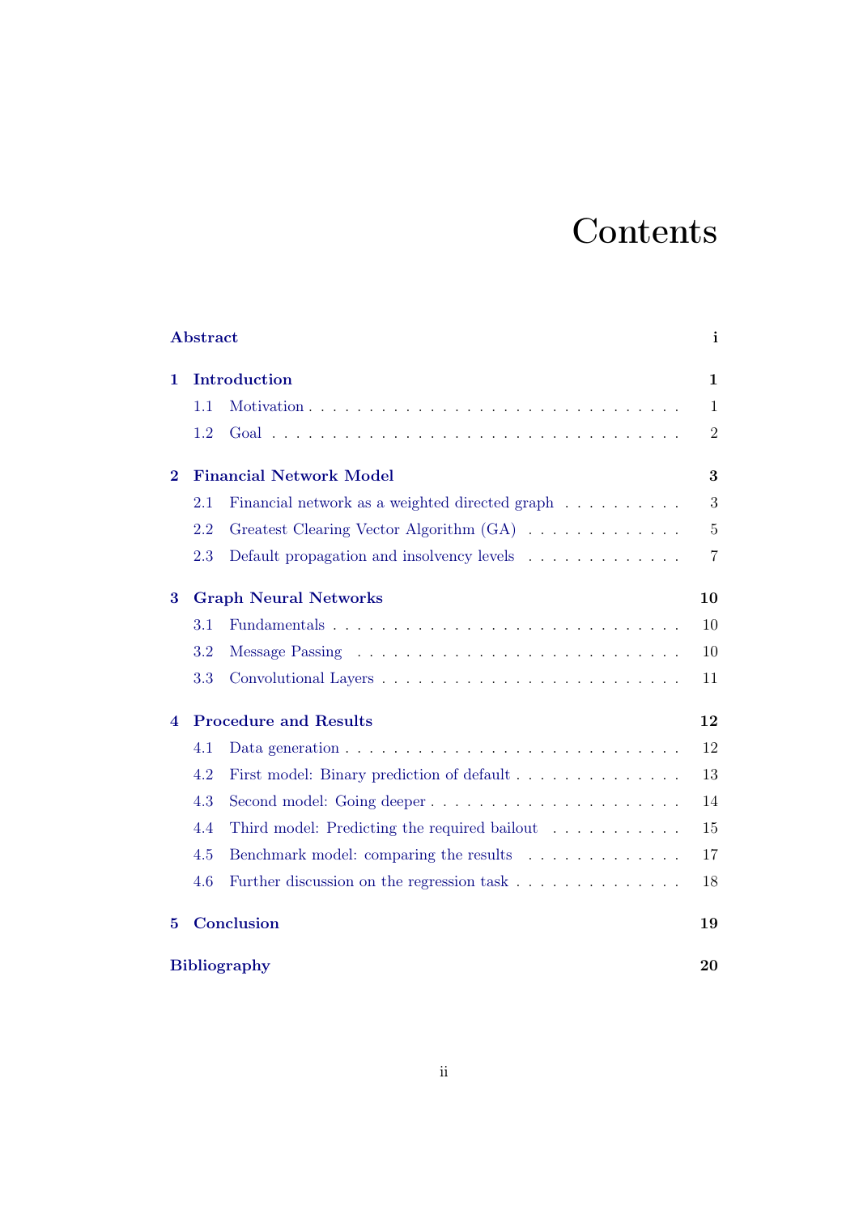# Contents

**Abstract** **i**

**1 Introduction** **1**

1.1 Motivation . . . . . . . . . . . . . . . . . . . . . . . . . . . . . 1

1.2 Goal . . . . . . . . . . . . . . . . . . . . . . . . . . . . . . . 2

**2 Financial Network Model** **3**

2.1 Financial network as a weighted directed graph . . . . . . . . . . 3

2.2 Greatest Clearing Vector Algorithm (GA) . . . . . . . . . . . . . 5

2.3 Default propagation and insolvency levels . . . . . . . . . . . . . 7

**3 Graph Neural Networks** **10**

3.1 Fundamentals . . . . . . . . . . . . . . . . . . . . . . . . . . . 10

3.2 Message Passing . . . . . . . . . . . . . . . . . . . . . . . . . . 10

3.3 Convolutional Layers . . . . . . . . . . . . . . . . . . . . . . . 11

**4 Procedure and Results** **12**

4.1 Data generation . . . . . . . . . . . . . . . . . . . . . . . . . . 12

4.2 First model: Binary prediction of default . . . . . . . . . . . . . 13

4.3 Second model: Going deeper . . . . . . . . . . . . . . . . . . . . 14

4.4 Third model: Predicting the required bailout . . . . . . . . . . . 15

4.5 Benchmark model: comparing the results . . . . . . . . . . . . . 17

4.6 Further discussion on the regression task . . . . . . . . . . . . . 18

**5 Conclusion** **19**

**Bibliography** **20**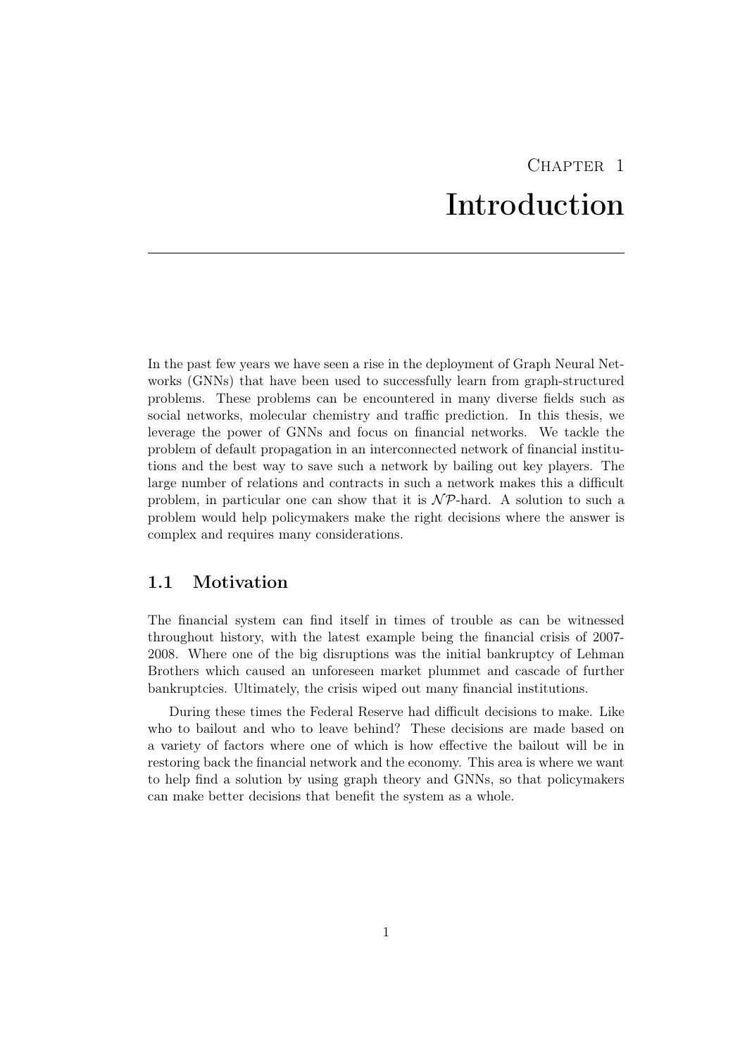# Chapter 1
# Introduction

In the past few years we have seen a rise in the deployment of Graph Neural Networks (GNNs) that have been used to successfully learn from graph-structured problems. These problems can be encountered in many diverse fields such as social networks, molecular chemistry and traffic prediction. In this thesis, we leverage the power of GNNs and focus on financial networks. We tackle the problem of default propagation in an interconnected network of financial institutions and the best way to save such a network by bailing out key players. The large number of relations and contracts in such a network makes this a difficult problem, in particular one can show that it is $\mathcal{NP}$-hard. A solution to such a problem would help policymakers make the right decisions where the answer is complex and requires many considerations.

## 1.1 Motivation

The financial system can find itself in times of trouble as can be witnessed throughout history, with the latest example being the financial crisis of 2007-2008. Where one of the big disruptions was the initial bankruptcy of Lehman Brothers which caused an unforeseen market plummet and cascade of further bankruptcies. Ultimately, the crisis wiped out many financial institutions.

During these times the Federal Reserve had difficult decisions to make. Like who to bailout and who to leave behind? These decisions are made based on a variety of factors where one of which is how effective the bailout will be in restoring back the financial network and the economy. This area is where we want to help find a solution by using graph theory and GNNs, so that policymakers can make better decisions that benefit the system as a whole.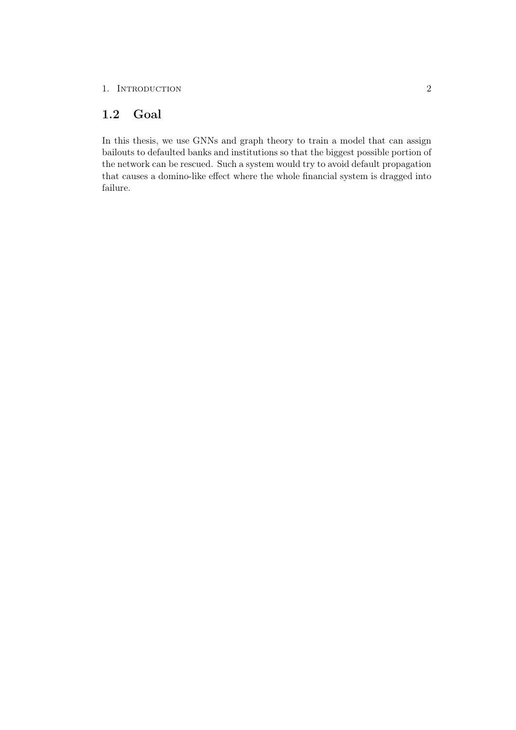## 1.2 Goal

In this thesis, we use GNNs and graph theory to train a model that can assign bailouts to defaulted banks and institutions so that the biggest possible portion of the network can be rescued. Such a system would try to avoid default propagation that causes a domino-like effect where the whole financial system is dragged into failure.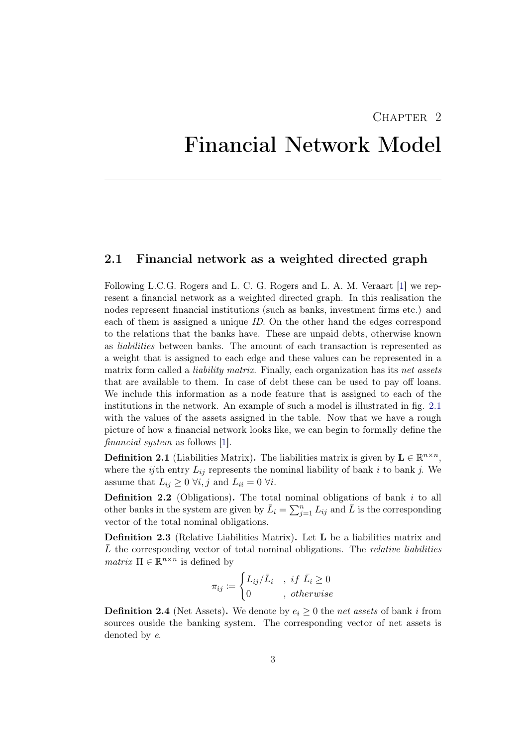# Chapter 2

# Financial Network Model

## 2.1 Financial network as a weighted directed graph

Following L.C.G. Rogers and L. C. G. Rogers and L. A. M. Veraart [1] we represent a financial network as a weighted directed graph. In this realisation the nodes represent financial institutions (such as banks, investment firms etc.) and each of them is assigned a unique *ID*. On the other hand the edges correspond to the relations that the banks have. These are unpaid debts, otherwise known as *liabilities* between banks. The amount of each transaction is represented as a weight that is assigned to each edge and these values can be represented in a matrix form called a *liability matrix*. Finally, each organization has its *net assets* that are available to them. In case of debt these can be used to pay off loans. We include this information as a node feature that is assigned to each of the institutions in the network. An example of such a model is illustrated in fig. 2.1 with the values of the assets assigned in the table. Now that we have a rough picture of how a financial network looks like, we can begin to formally define the *financial system* as follows [1].

**Definition 2.1** (Liabilities Matrix)**.** The liabilities matrix is given by $\mathbf{L} \in \mathbb{R}^{n \times n}$, where the $ij$th entry $L_{ij}$ represents the nominal liability of bank $i$ to bank $j$. We assume that $L_{ij} \geq 0 \ \forall i, j$ and $L_{ii} = 0 \ \forall i$.

**Definition 2.2** (Obligations)**.** The total nominal obligations of bank $i$ to all other banks in the system are given by $\bar{L}_i = \sum_{j=1}^{n} L_{ij}$ and $\bar{L}$ is the corresponding vector of the total nominal obligations.

**Definition 2.3** (Relative Liabilities Matrix)**.** Let $\mathbf{L}$ be a liabilities matrix and $\bar{L}$ the corresponding vector of total nominal obligations. The *relative liabilities matrix* $\Pi \in \mathbb{R}^{n \times n}$ is defined by

$$\pi_{ij} := \begin{cases} L_{ij}/\bar{L}_i & , \ if \ \bar{L}_i \geq 0 \\ 0 & , \ otherwise \end{cases}$$

**Definition 2.4** (Net Assets)**.** We denote by $e_i \geq 0$ the *net assets* of bank $i$ from sources ouside the banking system. The corresponding vector of net assets is denoted by $e$.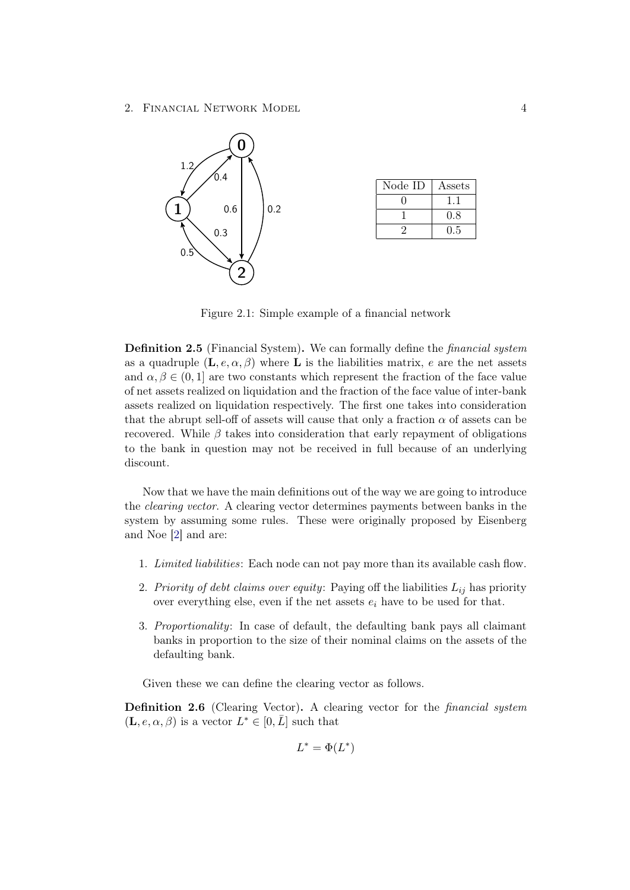| Node ID | Assets |
|---|---|
| 0 | 1.1 |
| 1 | 0.8 |
| 2 | 0.5 |

Figure 2.1: Simple example of a financial network

**Definition 2.5** (Financial System)**.** We can formally define the *financial system* as a quadruple $(\mathbf{L}, e, \alpha, \beta)$ where $\mathbf{L}$ is the liabilities matrix, $e$ are the net assets and $\alpha, \beta \in (0, 1]$ are two constants which represent the fraction of the face value of net assets realized on liquidation and the fraction of the face value of inter-bank assets realized on liquidation respectively. The first one takes into consideration that the abrupt sell-off of assets will cause that only a fraction $\alpha$ of assets can be recovered. While $\beta$ takes into consideration that early repayment of obligations to the bank in question may not be received in full because of an underlying discount.

Now that we have the main definitions out of the way we are going to introduce the *clearing vector*. A clearing vector determines payments between banks in the system by assuming some rules. These were originally proposed by Eisenberg and Noe [2] and are:

1. *Limited liabilities*: Each node can not pay more than its available cash flow.
2. *Priority of debt claims over equity*: Paying off the liabilities $L_{ij}$ has priority over everything else, even if the net assets $e_i$ have to be used for that.
3. *Proportionality*: In case of default, the defaulting bank pays all claimant banks in proportion to the size of their nominal claims on the assets of the defaulting bank.

Given these we can define the clearing vector as follows.

**Definition 2.6** (Clearing Vector)**.** A clearing vector for the *financial system* $(\mathbf{L}, e, \alpha, \beta)$ is a vector $L^* \in [0, \bar{L}]$ such that

$$L^* = \Phi(L^*)$$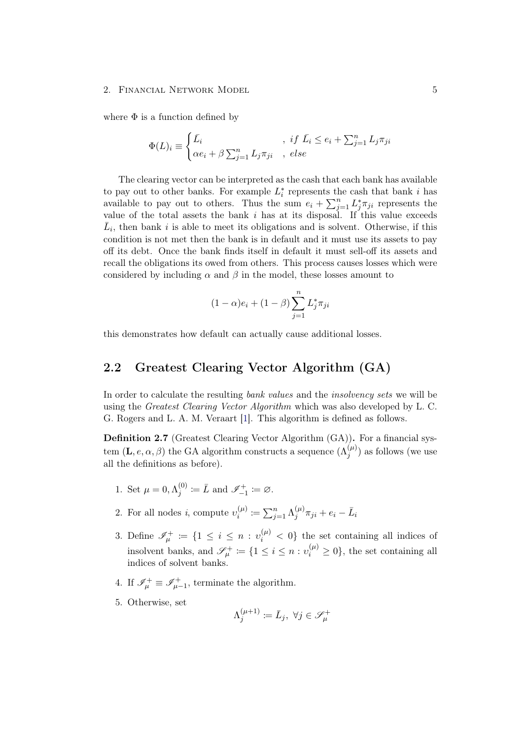where $\Phi$ is a function defined by

$$\Phi(L)_i \equiv \begin{cases} \bar{L}_i & , \; if \; \bar{L}_i \leq e_i + \sum_{j=1}^n L_j \pi_{ji} \\ \alpha e_i + \beta \sum_{j=1}^n L_j \pi_{ji} & , \; else \end{cases}$$

The clearing vector can be interpreted as the cash that each bank has available to pay out to other banks. For example $L_i^*$ represents the cash that bank $i$ has available to pay out to others. Thus the sum $e_i + \sum_{j=1}^n L_j^* \pi_{ji}$ represents the value of the total assets the bank $i$ has at its disposal. If this value exceeds $\bar{L}_i$, then bank $i$ is able to meet its obligations and is solvent. Otherwise, if this condition is not met then the bank is in default and it must use its assets to pay off its debt. Once the bank finds itself in default it must sell-off its assets and recall the obligations its owed from others. This process causes losses which were considered by including $\alpha$ and $\beta$ in the model, these losses amount to

$$(1-\alpha)e_i + (1-\beta)\sum_{j=1}^n L_j^* \pi_{ji}$$

this demonstrates how default can actually cause additional losses.

## 2.2 Greatest Clearing Vector Algorithm (GA)

In order to calculate the resulting *bank values* and the *insolvency sets* we will be using the *Greatest Clearing Vector Algorithm* which was also developed by L. C. G. Rogers and L. A. M. Veraart [1]. This algorithm is defined as follows.

**Definition 2.7** (Greatest Clearing Vector Algorithm (GA))**.** For a financial system $(\mathbf{L}, e, \alpha, \beta)$ the GA algorithm constructs a sequence $(\Lambda_j^{(\mu)})$ as follows (we use all the definitions as before).

1. Set $\mu = 0, \Lambda_j^{(0)} \coloneqq \bar{L}$ and $\mathscr{I}_{-1}^+ \coloneqq \varnothing$.
2. For all nodes $i$, compute $\upsilon_i^{(\mu)} \coloneqq \sum_{j=1}^n \Lambda_j^{(\mu)} \pi_{ji} + e_i - \bar{L}_i$
3. Define $\mathscr{I}_\mu^+ \coloneqq \{1 \leq i \leq n : \upsilon_i^{(\mu)} < 0\}$ the set containing all indices of insolvent banks, and $\mathscr{S}_\mu^+ \coloneqq \{1 \leq i \leq n : \upsilon_i^{(\mu)} \geq 0\}$, the set containing all indices of solvent banks.
4. If $\mathscr{I}_\mu^+ \equiv \mathscr{I}_{\mu-1}^+$, terminate the algorithm.
5. Otherwise, set

$$\Lambda_j^{(\mu+1)} \coloneqq \bar{L}_j, \; \forall j \in \mathscr{S}_\mu^+$$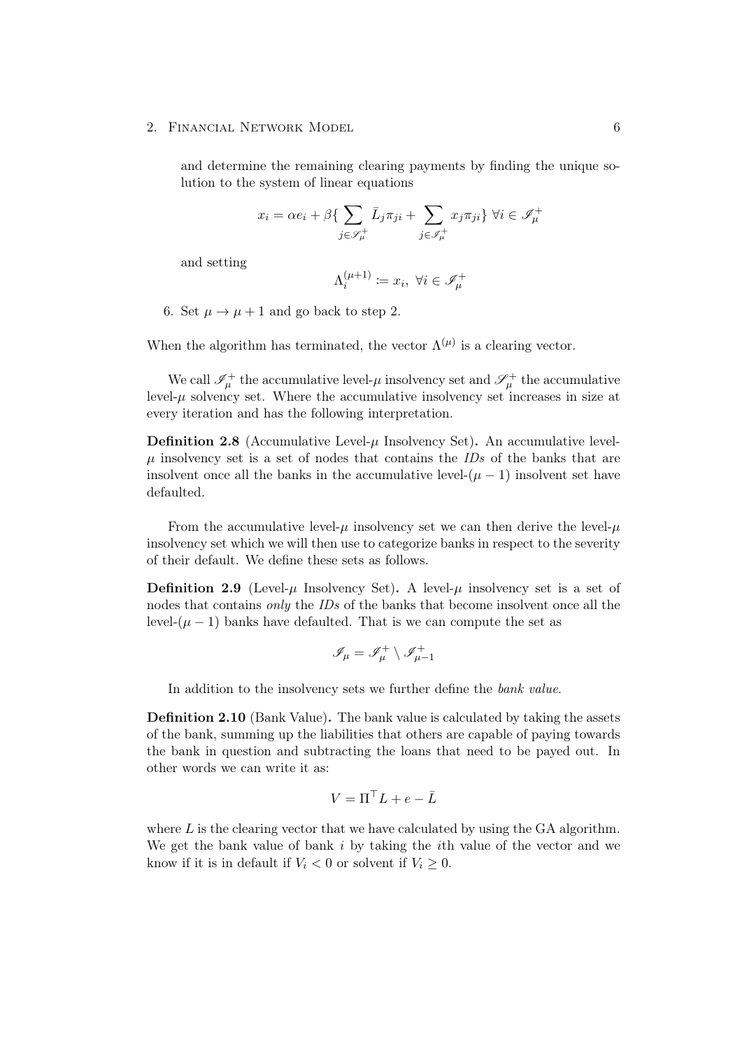and determine the remaining clearing payments by finding the unique solution to the system of linear equations

$$x_i = \alpha e_i + \beta\{ \sum_{j \in \mathscr{S}_\mu^+} \bar{L}_j \pi_{ji} + \sum_{j \in \mathscr{I}_\mu^+} x_j \pi_{ji} \} \; \forall i \in \mathscr{I}_\mu^+$$

and setting

$$\Lambda_i^{(\mu+1)} := x_i, \; \forall i \in \mathscr{I}_\mu^+$$

6. Set $\mu \to \mu + 1$ and go back to step 2.

When the algorithm has terminated, the vector $\Lambda^{(\mu)}$ is a clearing vector.

We call $\mathscr{I}_\mu^+$ the accumulative level-$\mu$ insolvency set and $\mathscr{S}_\mu^+$ the accumulative level-$\mu$ solvency set. Where the accumulative insolvency set increases in size at every iteration and has the following interpretation.

**Definition 2.8** (Accumulative Level-$\mu$ Insolvency Set)**.** An accumulative level-$\mu$ insolvency set is a set of nodes that contains the *IDs* of the banks that are insolvent once all the banks in the accumulative level-$(\mu - 1)$ insolvent set have defaulted.

From the accumulative level-$\mu$ insolvency set we can then derive the level-$\mu$ insolvency set which we will then use to categorize banks in respect to the severity of their default. We define these sets as follows.

**Definition 2.9** (Level-$\mu$ Insolvency Set)**.** A level-$\mu$ insolvency set is a set of nodes that contains *only* the *IDs* of the banks that become insolvent once all the level-$(\mu - 1)$ banks have defaulted. That is we can compute the set as

$$\mathscr{I}_\mu = \mathscr{I}_\mu^+ \setminus \mathscr{I}_{\mu-1}^+$$

In addition to the insolvency sets we further define the *bank value*.

**Definition 2.10** (Bank Value)**.** The bank value is calculated by taking the assets of the bank, summing up the liabilities that others are capable of paying towards the bank in question and subtracting the loans that need to be payed out. In other words we can write it as:

$$V = \Pi^\top L + e - \bar{L}$$

where $L$ is the clearing vector that we have calculated by using the GA algorithm. We get the bank value of bank $i$ by taking the $i$th value of the vector and we know if it is in default if $V_i < 0$ or solvent if $V_i \geq 0$.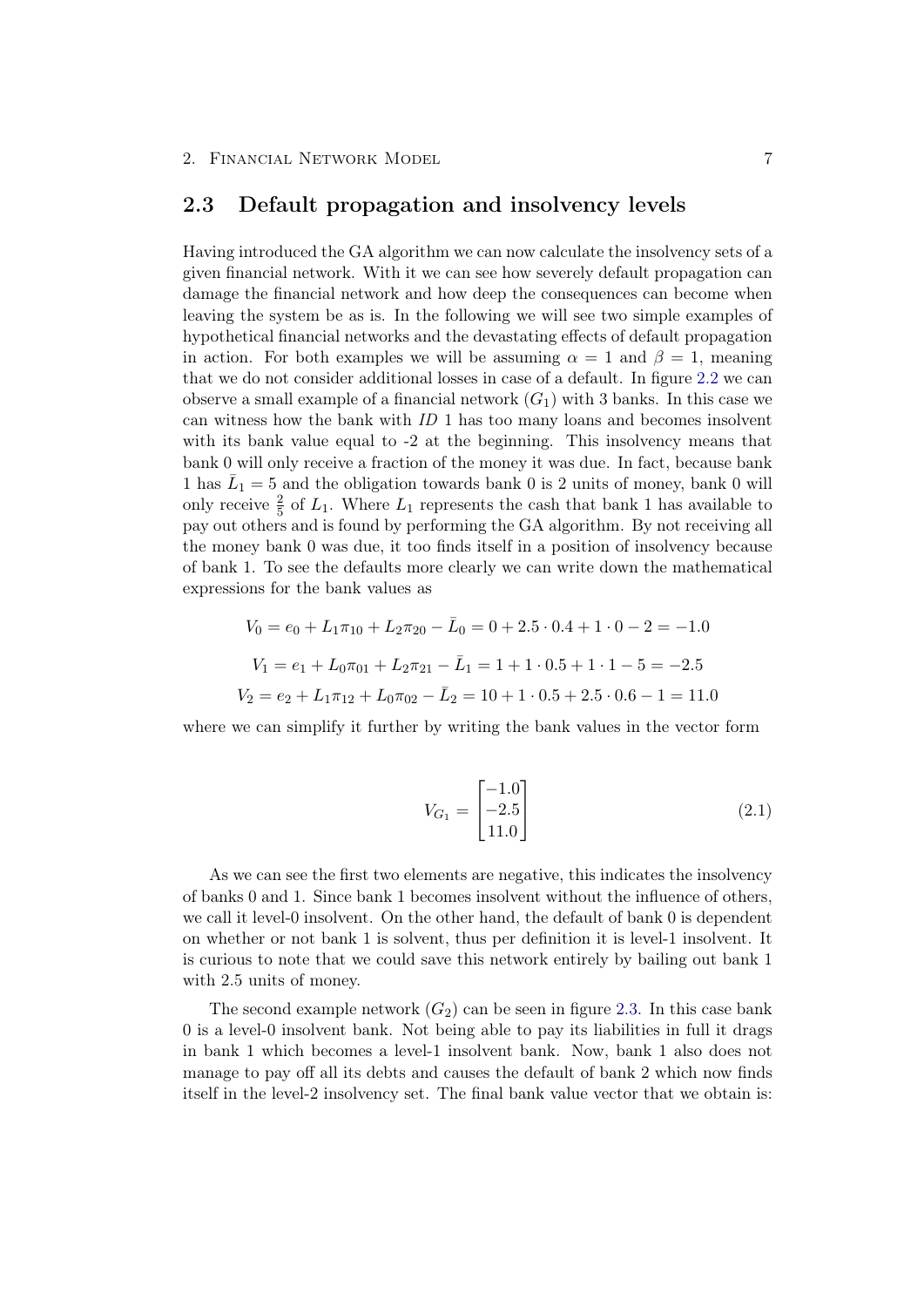## 2.3 Default propagation and insolvency levels

Having introduced the GA algorithm we can now calculate the insolvency sets of a given financial network. With it we can see how severely default propagation can damage the financial network and how deep the consequences can become when leaving the system be as is. In the following we will see two simple examples of hypothetical financial networks and the devastating effects of default propagation in action. For both examples we will be assuming $\alpha = 1$ and $\beta = 1$, meaning that we do not consider additional losses in case of a default. In figure 2.2 we can observe a small example of a financial network ($G_1$) with 3 banks. In this case we can witness how the bank with *ID* 1 has too many loans and becomes insolvent with its bank value equal to -2 at the beginning. This insolvency means that bank 0 will only receive a fraction of the money it was due. In fact, because bank 1 has $\bar{L}_1 = 5$ and the obligation towards bank 0 is 2 units of money, bank 0 will only receive $\frac{2}{5}$ of $L_1$. Where $L_1$ represents the cash that bank 1 has available to pay out others and is found by performing the GA algorithm. By not receiving all the money bank 0 was due, it too finds itself in a position of insolvency because of bank 1. To see the defaults more clearly we can write down the mathematical expressions for the bank values as

$$V_0 = e_0 + L_1\pi_{10} + L_2\pi_{20} - \bar{L}_0 = 0 + 2.5 \cdot 0.4 + 1 \cdot 0 - 2 = -1.0$$

$$V_1 = e_1 + L_0\pi_{01} + L_2\pi_{21} - \bar{L}_1 = 1 + 1 \cdot 0.5 + 1 \cdot 1 - 5 = -2.5$$

$$V_2 = e_2 + L_1\pi_{12} + L_0\pi_{02} - \bar{L}_2 = 10 + 1 \cdot 0.5 + 2.5 \cdot 0.6 - 1 = 11.0$$

where we can simplify it further by writing the bank values in the vector form

$$V_{G_1} = \begin{bmatrix} -1.0 \\ -2.5 \\ 11.0 \end{bmatrix} \tag{2.1}$$

As we can see the first two elements are negative, this indicates the insolvency of banks 0 and 1. Since bank 1 becomes insolvent without the influence of others, we call it level-0 insolvent. On the other hand, the default of bank 0 is dependent on whether or not bank 1 is solvent, thus per definition it is level-1 insolvent. It is curious to note that we could save this network entirely by bailing out bank 1 with 2.5 units of money.

The second example network ($G_2$) can be seen in figure 2.3. In this case bank 0 is a level-0 insolvent bank. Not being able to pay its liabilities in full it drags in bank 1 which becomes a level-1 insolvent bank. Now, bank 1 also does not manage to pay off all its debts and causes the default of bank 2 which now finds itself in the level-2 insolvency set. The final bank value vector that we obtain is: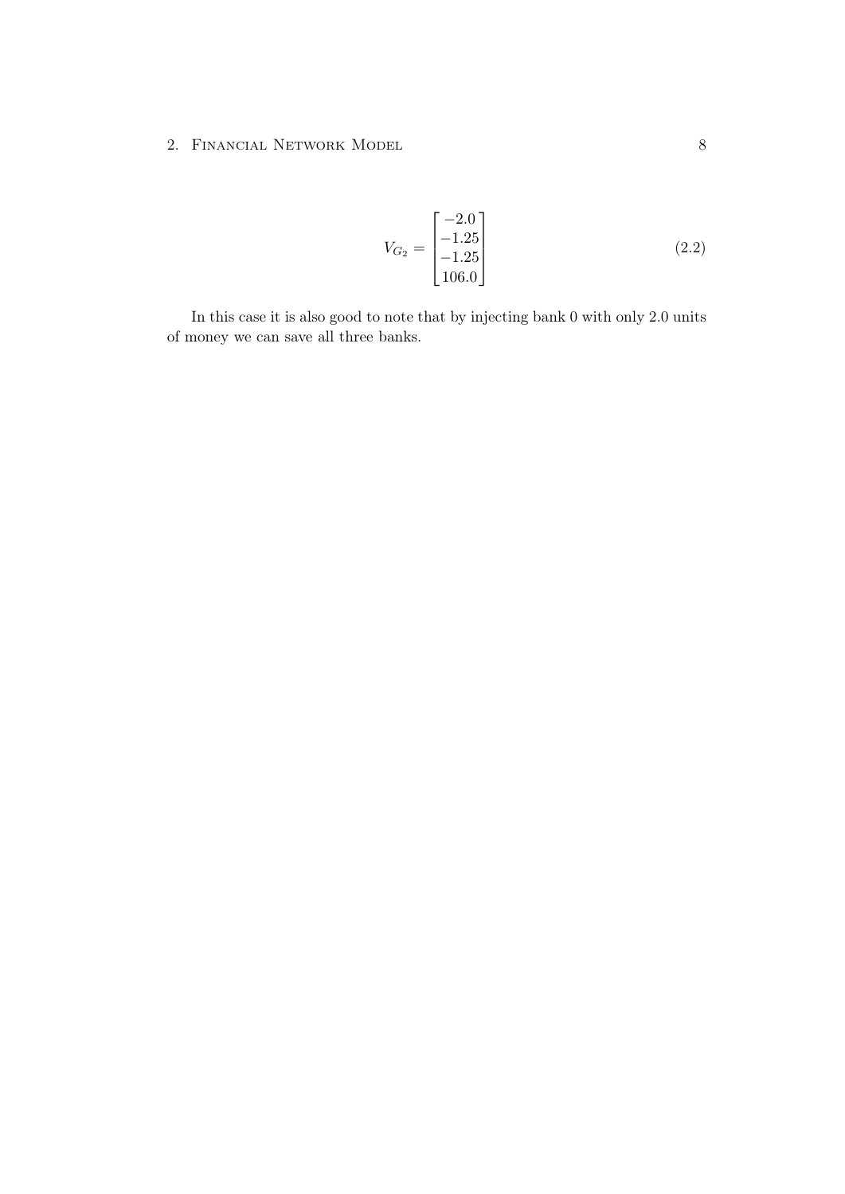$$V_{G_2} = \begin{bmatrix} -2.0 \\ -1.25 \\ -1.25 \\ 106.0 \end{bmatrix} \tag{2.2}$$

In this case it is also good to note that by injecting bank 0 with only 2.0 units of money we can save all three banks.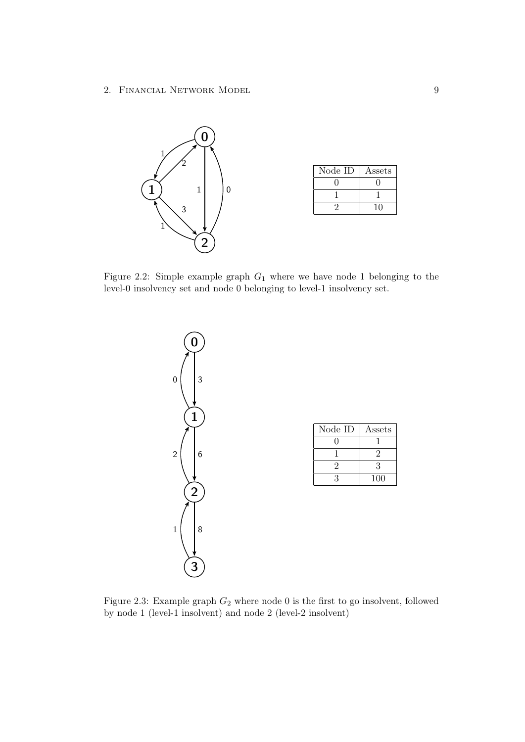| Node ID | Assets |
|---|---|
| 0 | 0 |
| 1 | 1 |
| 2 | 10 |

Figure 2.2: Simple example graph $G_1$ where we have node 1 belonging to the level-0 insolvency set and node 0 belonging to level-1 insolvency set.

| Node ID | Assets |
|---|---|
| 0 | 1 |
| 1 | 2 |
| 2 | 3 |
| 3 | 100 |

Figure 2.3: Example graph $G_2$ where node 0 is the first to go insolvent, followed by node 1 (level-1 insolvent) and node 2 (level-2 insolvent)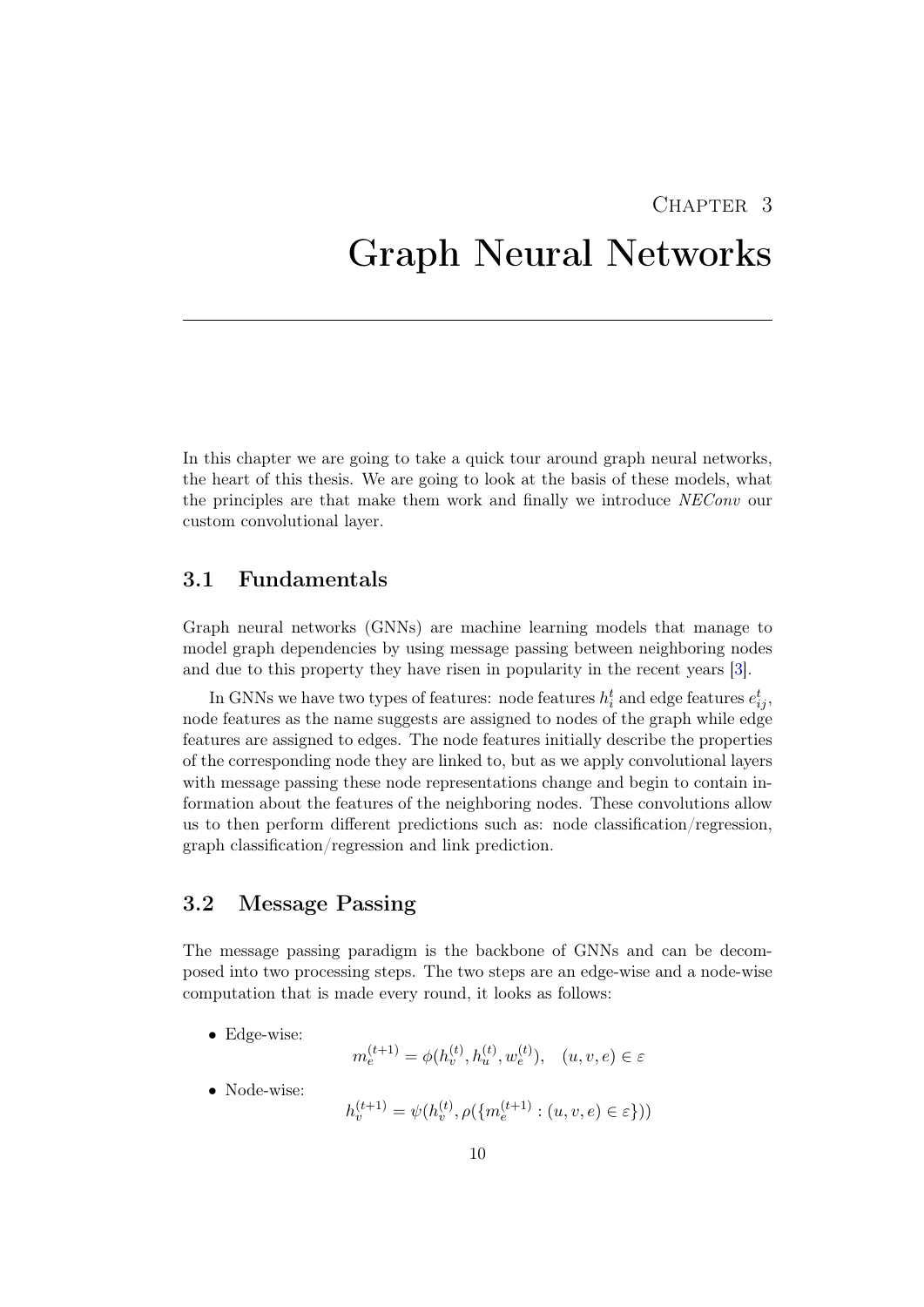# Chapter 3

# Graph Neural Networks

In this chapter we are going to take a quick tour around graph neural networks, the heart of this thesis. We are going to look at the basis of these models, what the principles are that make them work and finally we introduce *NEConv* our custom convolutional layer.

## 3.1 Fundamentals

Graph neural networks (GNNs) are machine learning models that manage to model graph dependencies by using message passing between neighboring nodes and due to this property they have risen in popularity in the recent years [3].

In GNNs we have two types of features: node features $h_i^t$ and edge features $e_{ij}^t$, node features as the name suggests are assigned to nodes of the graph while edge features are assigned to edges. The node features initially describe the properties of the corresponding node they are linked to, but as we apply convolutional layers with message passing these node representations change and begin to contain information about the features of the neighboring nodes. These convolutions allow us to then perform different predictions such as: node classification/regression, graph classification/regression and link prediction.

## 3.2 Message Passing

The message passing paradigm is the backbone of GNNs and can be decomposed into two processing steps. The two steps are an edge-wise and a node-wise computation that is made every round, it looks as follows:

- Edge-wise:

$$m_e^{(t+1)} = \phi(h_v^{(t)}, h_u^{(t)}, w_e^{(t)}), \quad (u, v, e) \in \varepsilon$$

- Node-wise:

$$h_v^{(t+1)} = \psi(h_v^{(t)}, \rho(\{m_e^{(t+1)} : (u, v, e) \in \varepsilon\}))$$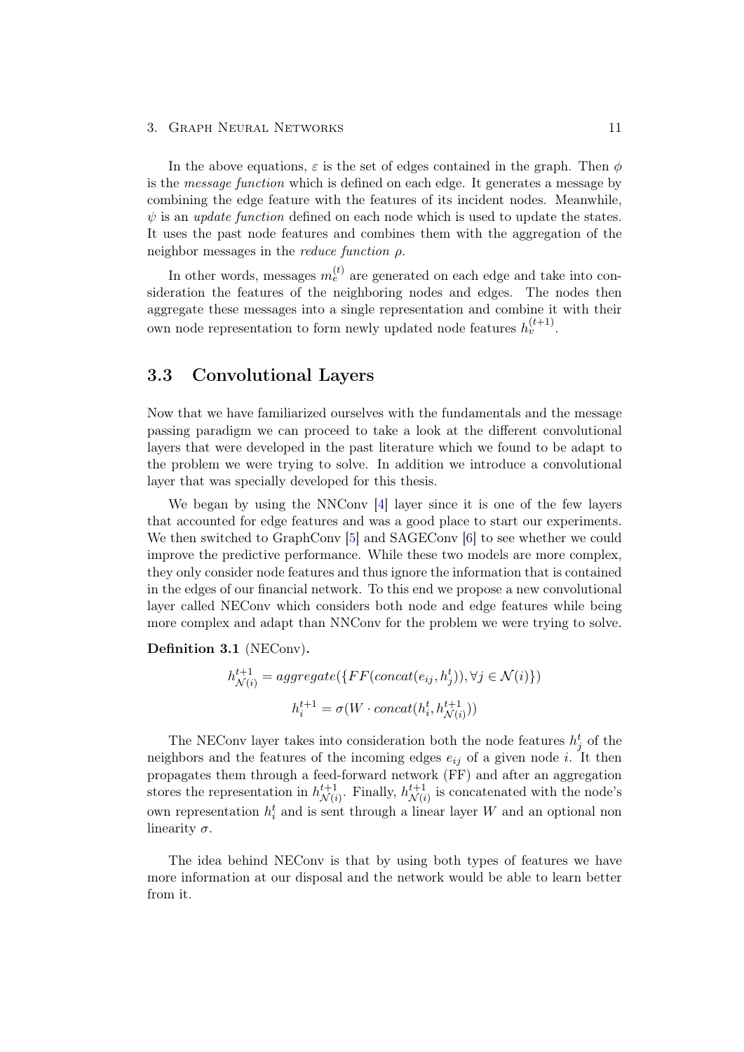In the above equations, $\varepsilon$ is the set of edges contained in the graph. Then $\phi$ is the *message function* which is defined on each edge. It generates a message by combining the edge feature with the features of its incident nodes. Meanwhile, $\psi$ is an *update function* defined on each node which is used to update the states. It uses the past node features and combines them with the aggregation of the neighbor messages in the *reduce function* $\rho$.

In other words, messages $m_e^{(t)}$ are generated on each edge and take into consideration the features of the neighboring nodes and edges. The nodes then aggregate these messages into a single representation and combine it with their own node representation to form newly updated node features $h_v^{(t+1)}$.

## 3.3 Convolutional Layers

Now that we have familiarized ourselves with the fundamentals and the message passing paradigm we can proceed to take a look at the different convolutional layers that were developed in the past literature which we found to be adapt to the problem we were trying to solve. In addition we introduce a convolutional layer that was specially developed for this thesis.

We began by using the NNConv [4] layer since it is one of the few layers that accounted for edge features and was a good place to start our experiments. We then switched to GraphConv [5] and SAGEConv [6] to see whether we could improve the predictive performance. While these two models are more complex, they only consider node features and thus ignore the information that is contained in the edges of our financial network. To this end we propose a new convolutional layer called NEConv which considers both node and edge features while being more complex and adapt than NNConv for the problem we were trying to solve.

**Definition 3.1** (NEConv)**.**

$$h_{\mathcal{N}(i)}^{t+1} = aggregate(\{FF(concat(e_{ij}, h_j^t)), \forall j \in \mathcal{N}(i)\})$$

$$h_i^{t+1} = \sigma(W \cdot concat(h_i^t, h_{\mathcal{N}(i)}^{t+1}))$$

The NEConv layer takes into consideration both the node features $h_j^t$ of the neighbors and the features of the incoming edges $e_{ij}$ of a given node $i$. It then propagates them through a feed-forward network (FF) and after an aggregation stores the representation in $h_{\mathcal{N}(i)}^{t+1}$. Finally, $h_{\mathcal{N}(i)}^{t+1}$ is concatenated with the node's own representation $h_i^t$ and is sent through a linear layer $W$ and an optional non linearity $\sigma$.

The idea behind NEConv is that by using both types of features we have more information at our disposal and the network would be able to learn better from it.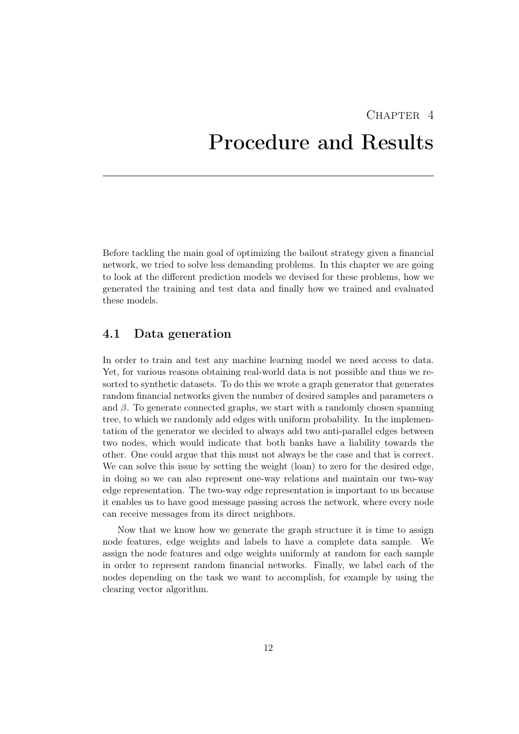# Chapter 4

# Procedure and Results

Before tackling the main goal of optimizing the bailout strategy given a financial network, we tried to solve less demanding problems. In this chapter we are going to look at the different prediction models we devised for these problems, how we generated the training and test data and finally how we trained and evaluated these models.

## 4.1 Data generation

In order to train and test any machine learning model we need access to data. Yet, for various reasons obtaining real-world data is not possible and thus we resorted to synthetic datasets. To do this we wrote a graph generator that generates random financial networks given the number of desired samples and parameters $\alpha$ and $\beta$. To generate connected graphs, we start with a randomly chosen spanning tree, to which we randomly add edges with uniform probability. In the implementation of the generator we decided to always add two anti-parallel edges between two nodes, which would indicate that both banks have a liability towards the other. One could argue that this must not always be the case and that is correct. We can solve this issue by setting the weight (loan) to zero for the desired edge, in doing so we can also represent one-way relations and maintain our two-way edge representation. The two-way edge representation is important to us because it enables us to have good message passing across the network, where every node can receive messages from its direct neighbors.

Now that we know how we generate the graph structure it is time to assign node features, edge weights and labels to have a complete data sample. We assign the node features and edge weights uniformly at random for each sample in order to represent random financial networks. Finally, we label each of the nodes depending on the task we want to accomplish, for example by using the clearing vector algorithm.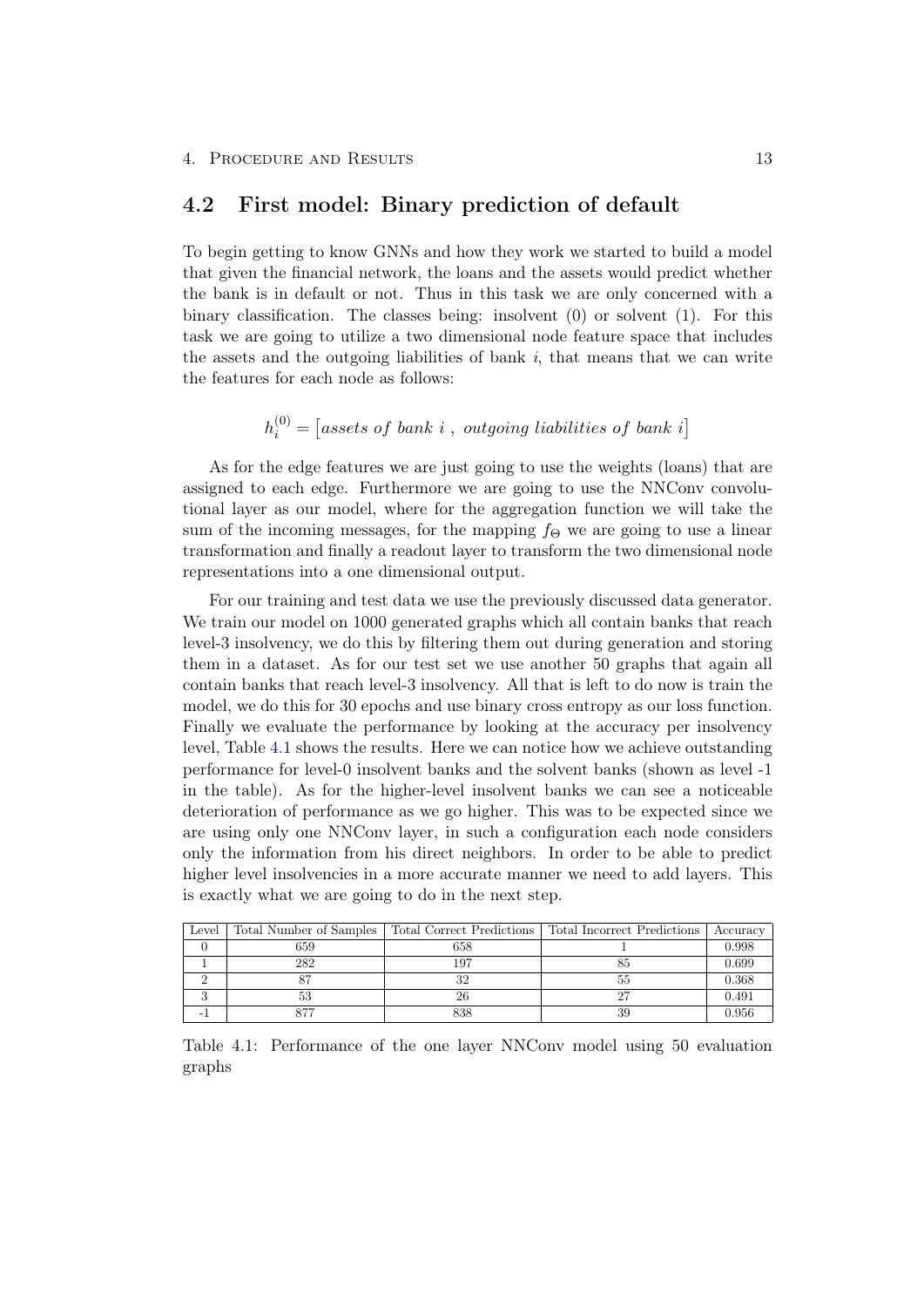## 4.2 First model: Binary prediction of default

To begin getting to know GNNs and how they work we started to build a model that given the financial network, the loans and the assets would predict whether the bank is in default or not. Thus in this task we are only concerned with a binary classification. The classes being: insolvent (0) or solvent (1). For this task we are going to utilize a two dimensional node feature space that includes the assets and the outgoing liabilities of bank $i$, that means that we can write the features for each node as follows:

$$h_i^{(0)} = \left[assets\ of\ bank\ i\ ,\ outgoing\ liabilities\ of\ bank\ i\right]$$

As for the edge features we are just going to use the weights (loans) that are assigned to each edge. Furthermore we are going to use the NNConv convolutional layer as our model, where for the aggregation function we will take the sum of the incoming messages, for the mapping $f_\Theta$ we are going to use a linear transformation and finally a readout layer to transform the two dimensional node representations into a one dimensional output.

For our training and test data we use the previously discussed data generator. We train our model on 1000 generated graphs which all contain banks that reach level-3 insolvency, we do this by filtering them out during generation and storing them in a dataset. As for our test set we use another 50 graphs that again all contain banks that reach level-3 insolvency. All that is left to do now is train the model, we do this for 30 epochs and use binary cross entropy as our loss function. Finally we evaluate the performance by looking at the accuracy per insolvency level, Table 4.1 shows the results. Here we can notice how we achieve outstanding performance for level-0 insolvent banks and the solvent banks (shown as level -1 in the table). As for the higher-level insolvent banks we can see a noticeable deterioration of performance as we go higher. This was to be expected since we are using only one NNConv layer, in such a configuration each node considers only the information from his direct neighbors. In order to be able to predict higher level insolvencies in a more accurate manner we need to add layers. This is exactly what we are going to do in the next step.

| Level | Total Number of Samples | Total Correct Predictions | Total Incorrect Predictions | Accuracy |
|---|---|---|---|---|
| 0 | 659 | 658 | 1 | 0.998 |
| 1 | 282 | 197 | 85 | 0.699 |
| 2 | 87 | 32 | 55 | 0.368 |
| 3 | 53 | 26 | 27 | 0.491 |
| -1 | 877 | 838 | 39 | 0.956 |

Table 4.1: Performance of the one layer NNConv model using 50 evaluation graphs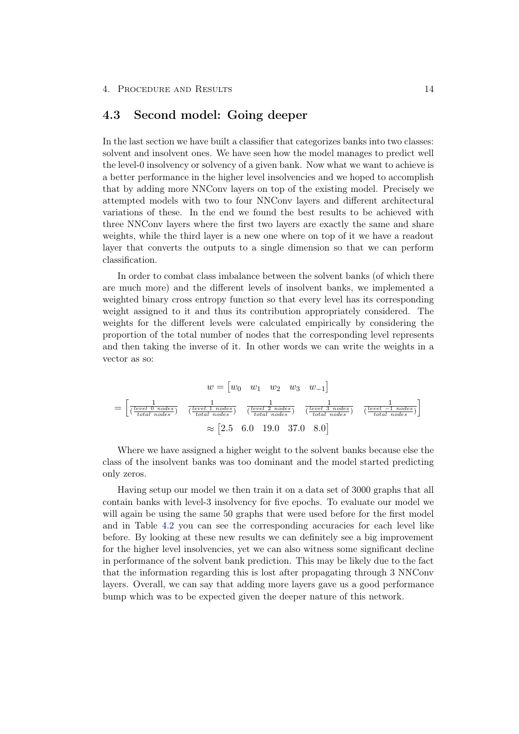## 4.3 Second model: Going deeper

In the last section we have built a classifier that categorizes banks into two classes: solvent and insolvent ones. We have seen how the model manages to predict well the level-0 insolvency or solvency of a given bank. Now what we want to achieve is a better performance in the higher level insolvencies and we hoped to accomplish that by adding more NNConv layers on top of the existing model. Precisely we attempted models with two to four NNConv layers and different architectural variations of these. In the end we found the best results to be achieved with three NNConv layers where the first two layers are exactly the same and share weights, while the third layer is a new one where on top of it we have a readout layer that converts the outputs to a single dimension so that we can perform classification.

In order to combat class imbalance between the solvent banks (of which there are much more) and the different levels of insolvent banks, we implemented a weighted binary cross entropy function so that every level has its corresponding weight assigned to it and thus its contribution appropriately considered. The weights for the different levels were calculated empirically by considering the proportion of the total number of nodes that the corresponding level represents and then taking the inverse of it. In other words we can write the weights in a vector as so:

$$w = \begin{bmatrix} w_0 & w_1 & w_2 & w_3 & w_{-1} \end{bmatrix}$$

$$= \begin{bmatrix} \frac{1}{(\frac{level\ 0\ nodes}{total\ nodes})} & \frac{1}{(\frac{level\ 1\ nodes}{total\ nodes})} & \frac{1}{(\frac{level\ 2\ nodes}{total\ nodes})} & \frac{1}{(\frac{level\ 3\ nodes}{total\ nodes})} & \frac{1}{(\frac{level\ -1\ nodes}{total\ nodes})} \end{bmatrix}$$

$$\approx \begin{bmatrix} 2.5 & 6.0 & 19.0 & 37.0 & 8.0 \end{bmatrix}$$

Where we have assigned a higher weight to the solvent banks because else the class of the insolvent banks was too dominant and the model started predicting only zeros.

Having setup our model we then train it on a data set of 3000 graphs that all contain banks with level-3 insolvency for five epochs. To evaluate our model we will again be using the same 50 graphs that were used before for the first model and in Table 4.2 you can see the corresponding accuracies for each level like before. By looking at these new results we can definitely see a big improvement for the higher level insolvencies, yet we can also witness some significant decline in performance of the solvent bank prediction. This may be likely due to the fact that the information regarding this is lost after propagating through 3 NNConv layers. Overall, we can say that adding more layers gave us a good performance bump which was to be expected given the deeper nature of this network.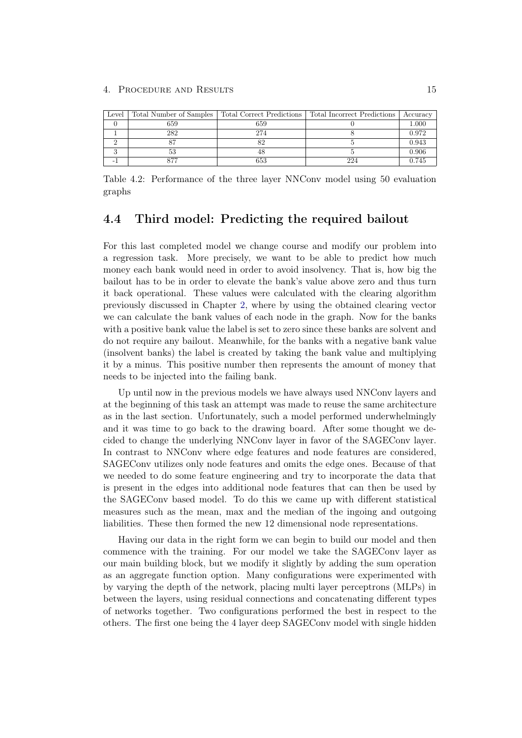| Level | Total Number of Samples | Total Correct Predictions | Total Incorrect Predictions | Accuracy |
|---|---|---|---|---|
| 0 | 659 | 659 | 0 | 1.000 |
| 1 | 282 | 274 | 8 | 0.972 |
| 2 | 87 | 82 | 5 | 0.943 |
| 3 | 53 | 48 | 5 | 0.906 |
| -1 | 877 | 653 | 224 | 0.745 |

Table 4.2: Performance of the three layer NNConv model using 50 evaluation graphs

## 4.4 Third model: Predicting the required bailout

For this last completed model we change course and modify our problem into a regression task. More precisely, we want to be able to predict how much money each bank would need in order to avoid insolvency. That is, how big the bailout has to be in order to elevate the bank's value above zero and thus turn it back operational. These values were calculated with the clearing algorithm previously discussed in Chapter 2, where by using the obtained clearing vector we can calculate the bank values of each node in the graph. Now for the banks with a positive bank value the label is set to zero since these banks are solvent and do not require any bailout. Meanwhile, for the banks with a negative bank value (insolvent banks) the label is created by taking the bank value and multiplying it by a minus. This positive number then represents the amount of money that needs to be injected into the failing bank.

Up until now in the previous models we have always used NNConv layers and at the beginning of this task an attempt was made to reuse the same architecture as in the last section. Unfortunately, such a model performed underwhelmingly and it was time to go back to the drawing board. After some thought we decided to change the underlying NNConv layer in favor of the SAGEConv layer. In contrast to NNConv where edge features and node features are considered, SAGEConv utilizes only node features and omits the edge ones. Because of that we needed to do some feature engineering and try to incorporate the data that is present in the edges into additional node features that can then be used by the SAGEConv based model. To do this we came up with different statistical measures such as the mean, max and the median of the ingoing and outgoing liabilities. These then formed the new 12 dimensional node representations.

Having our data in the right form we can begin to build our model and then commence with the training. For our model we take the SAGEConv layer as our main building block, but we modify it slightly by adding the sum operation as an aggregate function option. Many configurations were experimented with by varying the depth of the network, placing multi layer perceptrons (MLPs) in between the layers, using residual connections and concatenating different types of networks together. Two configurations performed the best in respect to the others. The first one being the 4 layer deep SAGEConv model with single hidden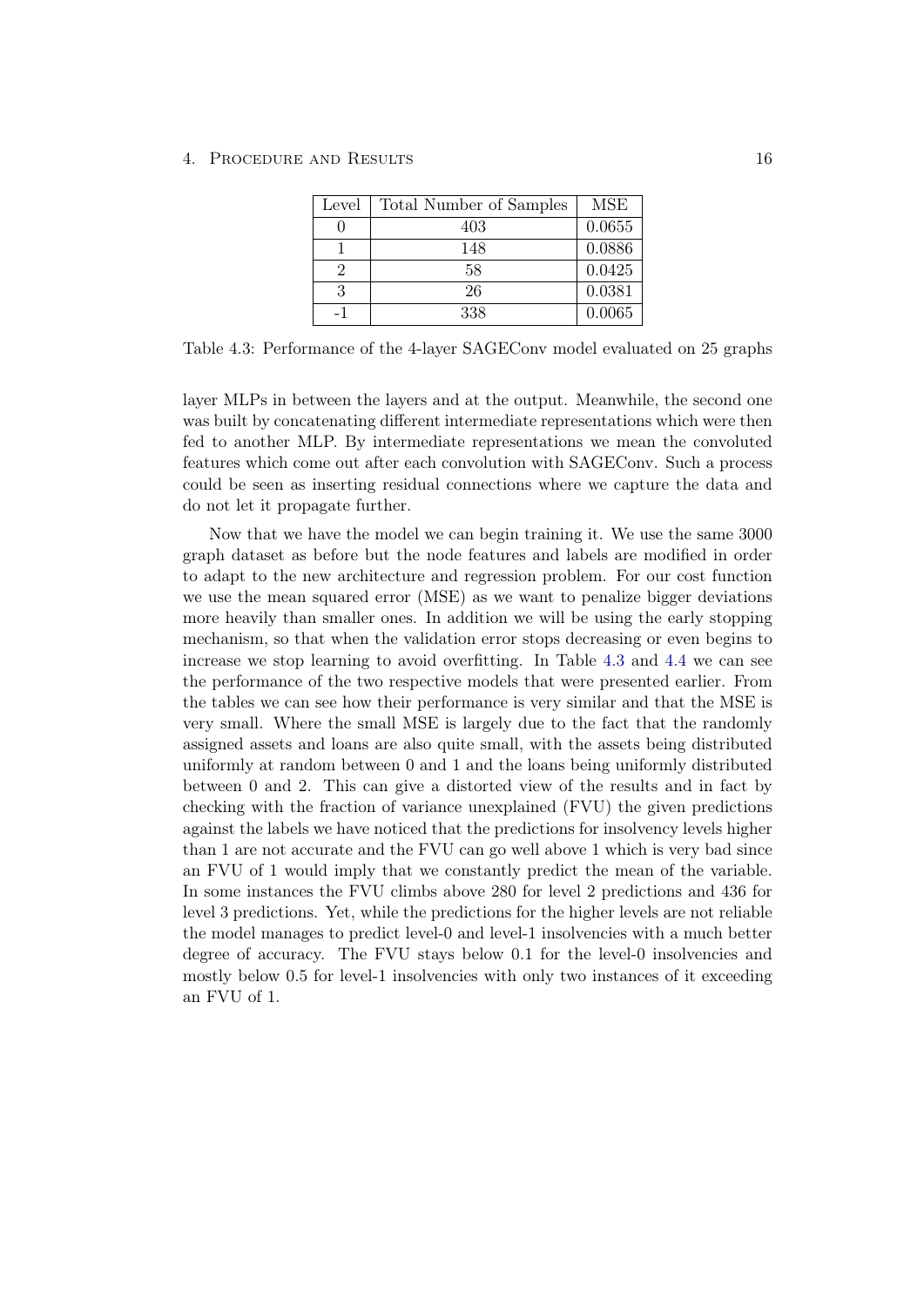| Level | Total Number of Samples | MSE |
|---|---|---|
| 0 | 403 | 0.0655 |
| 1 | 148 | 0.0886 |
| 2 | 58 | 0.0425 |
| 3 | 26 | 0.0381 |
| -1 | 338 | 0.0065 |

Table 4.3: Performance of the 4-layer SAGEConv model evaluated on 25 graphs

layer MLPs in between the layers and at the output. Meanwhile, the second one was built by concatenating different intermediate representations which were then fed to another MLP. By intermediate representations we mean the convoluted features which come out after each convolution with SAGEConv. Such a process could be seen as inserting residual connections where we capture the data and do not let it propagate further.

Now that we have the model we can begin training it. We use the same 3000 graph dataset as before but the node features and labels are modified in order to adapt to the new architecture and regression problem. For our cost function we use the mean squared error (MSE) as we want to penalize bigger deviations more heavily than smaller ones. In addition we will be using the early stopping mechanism, so that when the validation error stops decreasing or even begins to increase we stop learning to avoid overfitting. In Table 4.3 and 4.4 we can see the performance of the two respective models that were presented earlier. From the tables we can see how their performance is very similar and that the MSE is very small. Where the small MSE is largely due to the fact that the randomly assigned assets and loans are also quite small, with the assets being distributed uniformly at random between 0 and 1 and the loans being uniformly distributed between 0 and 2. This can give a distorted view of the results and in fact by checking with the fraction of variance unexplained (FVU) the given predictions against the labels we have noticed that the predictions for insolvency levels higher than 1 are not accurate and the FVU can go well above 1 which is very bad since an FVU of 1 would imply that we constantly predict the mean of the variable. In some instances the FVU climbs above 280 for level 2 predictions and 436 for level 3 predictions. Yet, while the predictions for the higher levels are not reliable the model manages to predict level-0 and level-1 insolvencies with a much better degree of accuracy. The FVU stays below 0.1 for the level-0 insolvencies and mostly below 0.5 for level-1 insolvencies with only two instances of it exceeding an FVU of 1.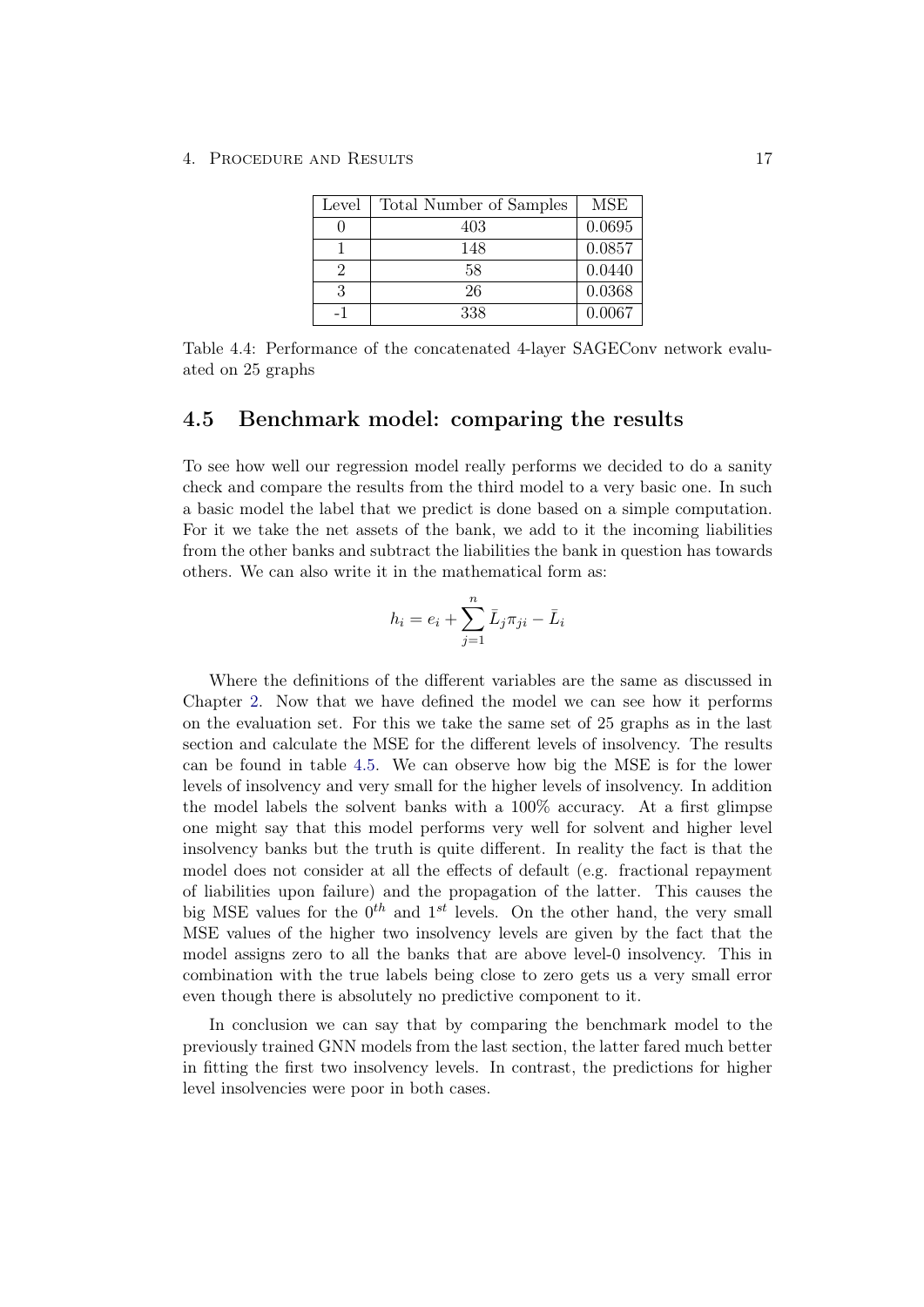| Level | Total Number of Samples | MSE |
|---|---|---|
| 0 | 403 | 0.0695 |
| 1 | 148 | 0.0857 |
| 2 | 58 | 0.0440 |
| 3 | 26 | 0.0368 |
| -1 | 338 | 0.0067 |

Table 4.4: Performance of the concatenated 4-layer SAGEConv network evaluated on 25 graphs

## 4.5 Benchmark model: comparing the results

To see how well our regression model really performs we decided to do a sanity check and compare the results from the third model to a very basic one. In such a basic model the label that we predict is done based on a simple computation. For it we take the net assets of the bank, we add to it the incoming liabilities from the other banks and subtract the liabilities the bank in question has towards others. We can also write it in the mathematical form as:

$$h_i = e_i + \sum_{j=1}^{n} \bar{L}_j \pi_{ji} - \bar{L}_i$$

Where the definitions of the different variables are the same as discussed in Chapter 2. Now that we have defined the model we can see how it performs on the evaluation set. For this we take the same set of 25 graphs as in the last section and calculate the MSE for the different levels of insolvency. The results can be found in table 4.5. We can observe how big the MSE is for the lower levels of insolvency and very small for the higher levels of insolvency. In addition the model labels the solvent banks with a 100% accuracy. At a first glimpse one might say that this model performs very well for solvent and higher level insolvency banks but the truth is quite different. In reality the fact is that the model does not consider at all the effects of default (e.g. fractional repayment of liabilities upon failure) and the propagation of the latter. This causes the big MSE values for the $0^{th}$ and $1^{st}$ levels. On the other hand, the very small MSE values of the higher two insolvency levels are given by the fact that the model assigns zero to all the banks that are above level-0 insolvency. This in combination with the true labels being close to zero gets us a very small error even though there is absolutely no predictive component to it.

In conclusion we can say that by comparing the benchmark model to the previously trained GNN models from the last section, the latter fared much better in fitting the first two insolvency levels. In contrast, the predictions for higher level insolvencies were poor in both cases.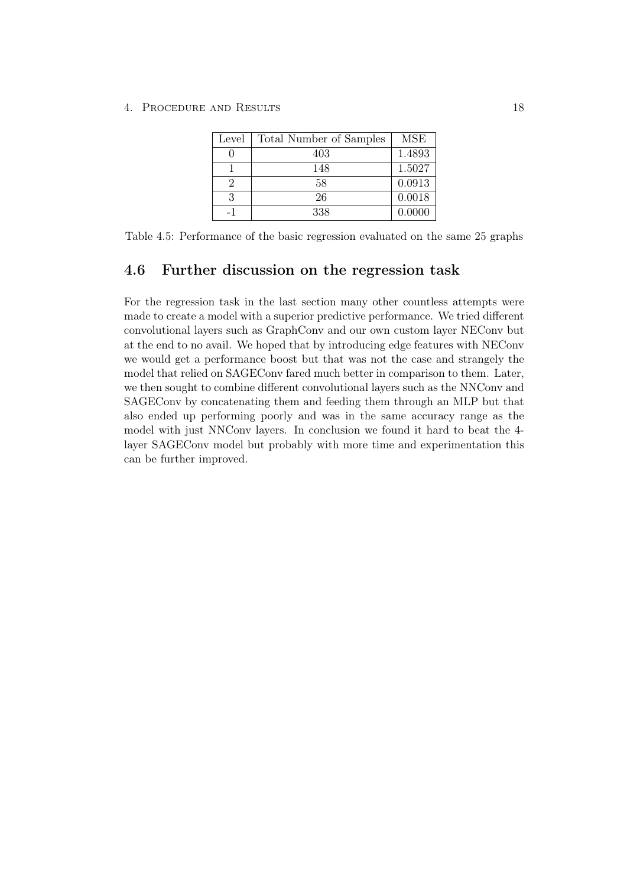| Level | Total Number of Samples | MSE |
|---|---|---|
| 0 | 403 | 1.4893 |
| 1 | 148 | 1.5027 |
| 2 | 58 | 0.0913 |
| 3 | 26 | 0.0018 |
| -1 | 338 | 0.0000 |

Table 4.5: Performance of the basic regression evaluated on the same 25 graphs

## 4.6 Further discussion on the regression task

For the regression task in the last section many other countless attempts were made to create a model with a superior predictive performance. We tried different convolutional layers such as GraphConv and our own custom layer NEConv but at the end to no avail. We hoped that by introducing edge features with NEConv we would get a performance boost but that was not the case and strangely the model that relied on SAGEConv fared much better in comparison to them. Later, we then sought to combine different convolutional layers such as the NNConv and SAGEConv by concatenating them and feeding them through an MLP but that also ended up performing poorly and was in the same accuracy range as the model with just NNConv layers. In conclusion we found it hard to beat the 4-layer SAGEConv model but probably with more time and experimentation this can be further improved.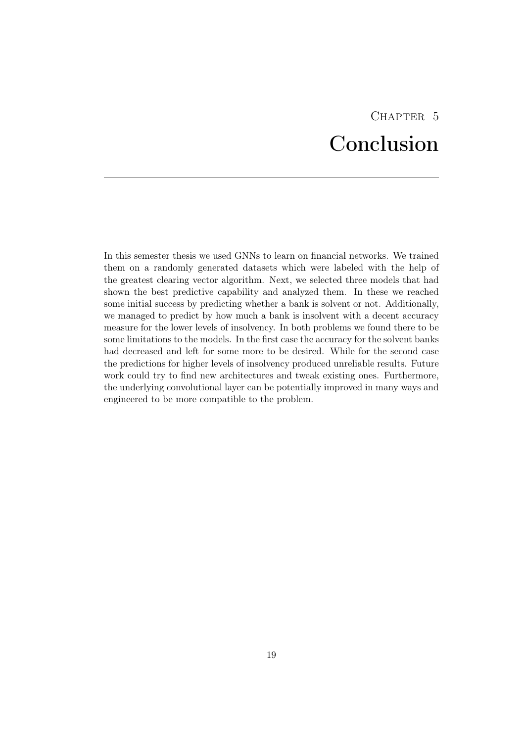# Chapter 5
# Conclusion

In this semester thesis we used GNNs to learn on financial networks. We trained them on a randomly generated datasets which were labeled with the help of the greatest clearing vector algorithm. Next, we selected three models that had shown the best predictive capability and analyzed them. In these we reached some initial success by predicting whether a bank is solvent or not. Additionally, we managed to predict by how much a bank is insolvent with a decent accuracy measure for the lower levels of insolvency. In both problems we found there to be some limitations to the models. In the first case the accuracy for the solvent banks had decreased and left for some more to be desired. While for the second case the predictions for higher levels of insolvency produced unreliable results. Future work could try to find new architectures and tweak existing ones. Furthermore, the underlying convolutional layer can be potentially improved in many ways and engineered to be more compatible to the problem.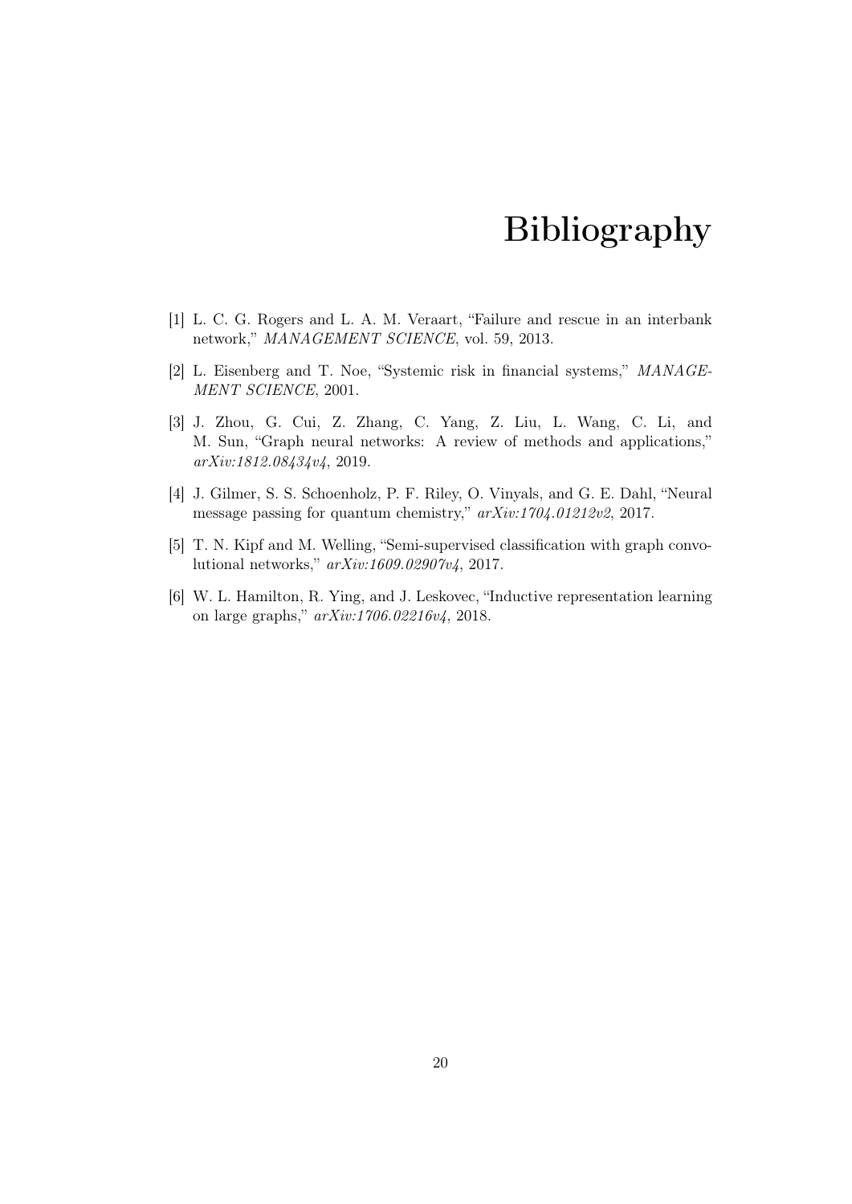# Bibliography

[1] L. C. G. Rogers and L. A. M. Veraart, "Failure and rescue in an interbank network," *MANAGEMENT SCIENCE*, vol. 59, 2013.

[2] L. Eisenberg and T. Noe, "Systemic risk in financial systems," *MANAGEMENT SCIENCE*, 2001.

[3] J. Zhou, G. Cui, Z. Zhang, C. Yang, Z. Liu, L. Wang, C. Li, and M. Sun, "Graph neural networks: A review of methods and applications," *arXiv:1812.08434v4*, 2019.

[4] J. Gilmer, S. S. Schoenholz, P. F. Riley, O. Vinyals, and G. E. Dahl, "Neural message passing for quantum chemistry," *arXiv:1704.01212v2*, 2017.

[5] T. N. Kipf and M. Welling, "Semi-supervised classification with graph convolutional networks," *arXiv:1609.02907v4*, 2017.

[6] W. L. Hamilton, R. Ying, and J. Leskovec, "Inductive representation learning on large graphs," *arXiv:1706.02216v4*, 2018.